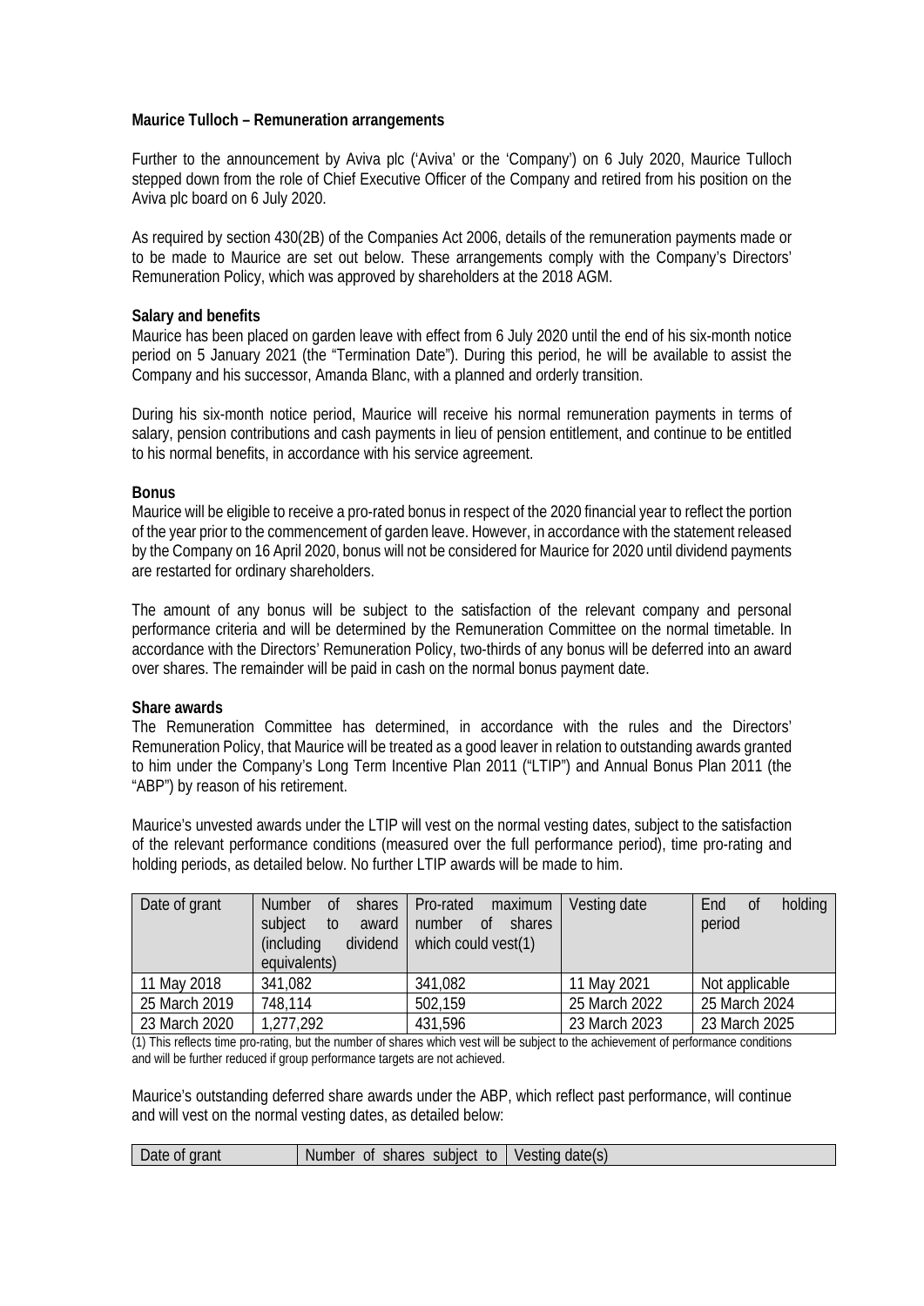**Maurice Tulloch – Remuneration arrangements**

Further to the announcement by Aviva plc ('Aviva' or the 'Company') on 6 July 2020, Maurice Tulloch stepped down from the role of Chief Executive Officer of the Company and retired from his position on the Aviva plc board on 6 July 2020.

As required by section 430(2B) of the Companies Act 2006, details of the remuneration payments made or to be made to Maurice are set out below. These arrangements comply with the Company's Directors' Remuneration Policy, which was approved by shareholders at the 2018 AGM.

**Salary and benefits**

Maurice has been placed on garden leave with effect from 6 July 2020 until the end of his six-month notice period on 5 January 2021 (the "Termination Date"). During this period, he will be available to assist the Company and his successor, Amanda Blanc, with a planned and orderly transition.

During his six-month notice period, Maurice will receive his normal remuneration payments in terms of salary, pension contributions and cash payments in lieu of pension entitlement, and continue to be entitled to his normal benefits, in accordance with his service agreement.

**Bonus**

Maurice will be eligible to receive a pro-rated bonus in respect of the 2020 financial year to reflect the portion of the year prior to the commencement of garden leave. However, in accordance with the statement released by the Company on 16 April 2020, bonus will not be considered for Maurice for 2020 until dividend payments are restarted for ordinary shareholders.

The amount of any bonus will be subject to the satisfaction of the relevant company and personal performance criteria and will be determined by the Remuneration Committee on the normal timetable. In accordance with the Directors' Remuneration Policy, two-thirds of any bonus will be deferred into an award over shares. The remainder will be paid in cash on the normal bonus payment date.

**Share awards**

The Remuneration Committee has determined, in accordance with the rules and the Directors' Remuneration Policy, that Maurice will be treated as a good leaver in relation to outstanding awards granted to him under the Company's Long Term Incentive Plan 2011 ("LTIP") and Annual Bonus Plan 2011 (the "ABP") by reason of his retirement.

Maurice's unvested awards under the LTIP will vest on the normal vesting dates, subject to the satisfaction of the relevant performance conditions (measured over the full performance period), time pro-rating and holding periods, as detailed below. No further LTIP awards will be made to him.

| Date of grant | Number of shares subject to award (including dividend equivalents) | Pro-rated maximum number of shares which could vest(1) | Vesting date | End of holding period |
|---|---|---|---|---|
| 11 May 2018 | 341,082 | 341,082 | 11 May 2021 | Not applicable |
| 25 March 2019 | 748,114 | 502,159 | 25 March 2022 | 25 March 2024 |
| 23 March 2020 | 1,277,292 | 431,596 | 23 March 2023 | 23 March 2025 |

(1) This reflects time pro-rating, but the number of shares which vest will be subject to the achievement of performance conditions and will be further reduced if group performance targets are not achieved.

Maurice's outstanding deferred share awards under the ABP, which reflect past performance, will continue and will vest on the normal vesting dates, as detailed below:

| Date of grant | Number of shares subject to | Vesting date(s) |
|---|---|---|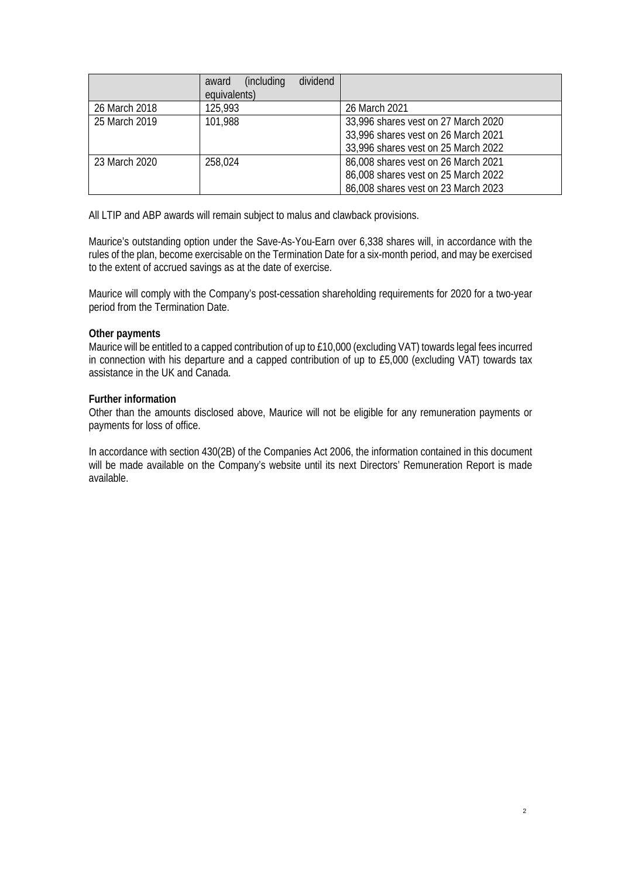| | award (including dividend equivalents) | |
|---|---|---|
| 26 March 2018 | 125,993 | 26 March 2021 |
| 25 March 2019 | 101,988 | 33,996 shares vest on 27 March 2020<br>33,996 shares vest on 26 March 2021<br>33,996 shares vest on 25 March 2022 |
| 23 March 2020 | 258,024 | 86,008 shares vest on 26 March 2021<br>86,008 shares vest on 25 March 2022<br>86,008 shares vest on 23 March 2023 |

All LTIP and ABP awards will remain subject to malus and clawback provisions.

Maurice's outstanding option under the Save-As-You-Earn over 6,338 shares will, in accordance with the rules of the plan, become exercisable on the Termination Date for a six-month period, and may be exercised to the extent of accrued savings as at the date of exercise.

Maurice will comply with the Company's post-cessation shareholding requirements for 2020 for a two-year period from the Termination Date.

**Other payments**

Maurice will be entitled to a capped contribution of up to £10,000 (excluding VAT) towards legal fees incurred in connection with his departure and a capped contribution of up to £5,000 (excluding VAT) towards tax assistance in the UK and Canada.

**Further information**

Other than the amounts disclosed above, Maurice will not be eligible for any remuneration payments or payments for loss of office.

In accordance with section 430(2B) of the Companies Act 2006, the information contained in this document will be made available on the Company's website until its next Directors' Remuneration Report is made available.